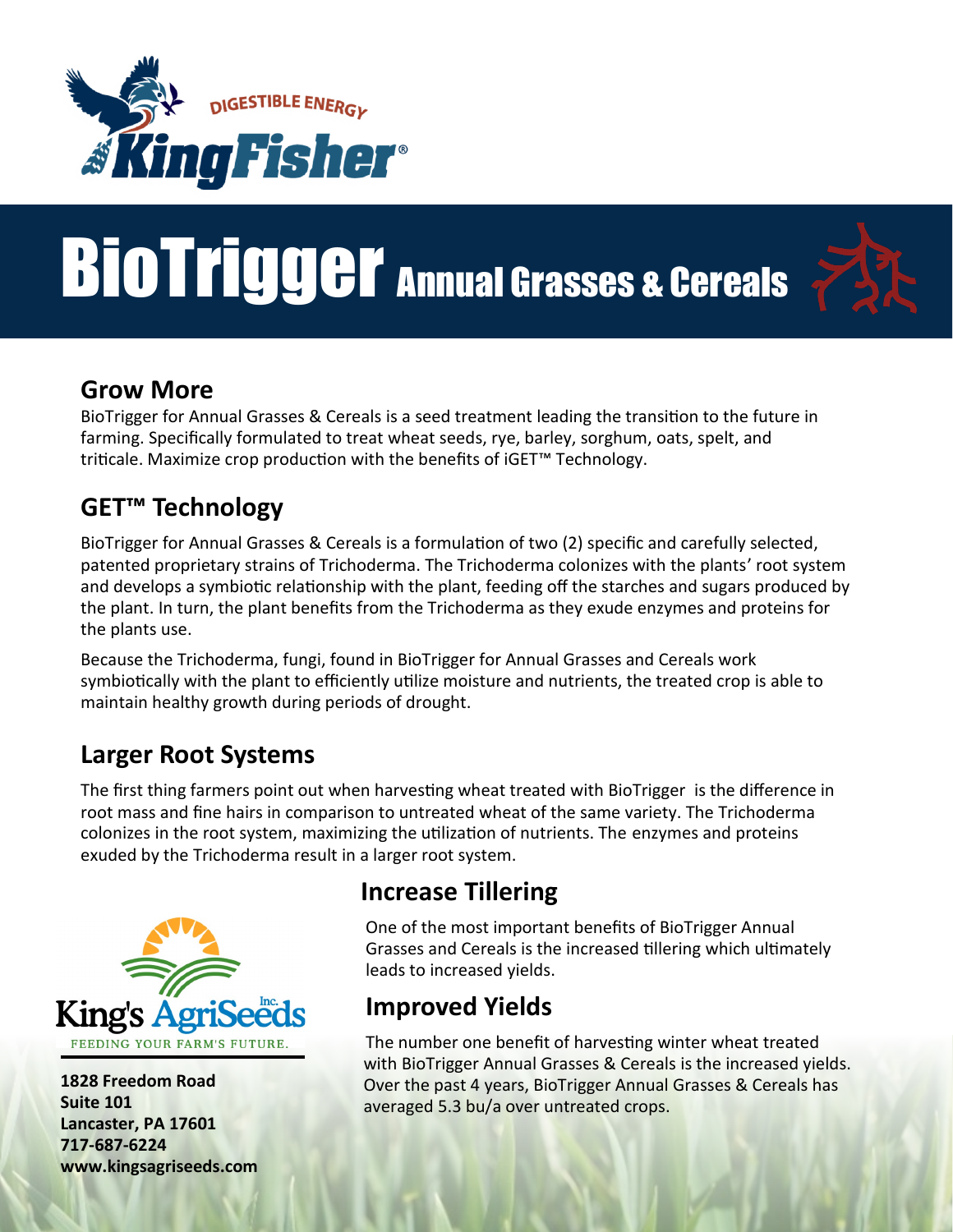DIGESTIBLE ENERGY

KingFisher®

# BioTrigger Annual Grasses & Cereals

## Grow More

BioTrigger for Annual Grasses & Cereals is a seed treatment leading the transition to the future in farming. Specifically formulated to treat wheat seeds, rye, barley, sorghum, oats, spelt, and triticale. Maximize crop production with the benefits of iGET™ Technology.

## GET™ Technology

BioTrigger for Annual Grasses & Cereals is a formulation of two (2) specific and carefully selected, patented proprietary strains of Trichoderma. The Trichoderma colonizes with the plants' root system and develops a symbiotic relationship with the plant, feeding off the starches and sugars produced by the plant. In turn, the plant benefits from the Trichoderma as they exude enzymes and proteins for the plants use.

Because the Trichoderma, fungi, found in BioTrigger for Annual Grasses and Cereals work symbiotically with the plant to efficiently utilize moisture and nutrients, the treated crop is able to maintain healthy growth during periods of drought.

## Larger Root Systems

The first thing farmers point out when harvesting wheat treated with BioTrigger is the difference in root mass and fine hairs in comparison to untreated wheat of the same variety. The Trichoderma colonizes in the root system, maximizing the utilization of nutrients. The enzymes and proteins exuded by the Trichoderma result in a larger root system.

## Increase Tillering

One of the most important benefits of BioTrigger Annual Grasses and Cereals is the increased tillering which ultimately leads to increased yields.

## Improved Yields

The number one benefit of harvesting winter wheat treated with BioTrigger Annual Grasses & Cereals is the increased yields. Over the past 4 years, BioTrigger Annual Grasses & Cereals has averaged 5.3 bu/a over untreated crops.

King's AgriSeeds Inc.
FEEDING YOUR FARM'S FUTURE.

**1828 Freedom Road**
**Suite 101**
**Lancaster, PA 17601**
**717-687-6224**
**www.kingsagriseeds.com**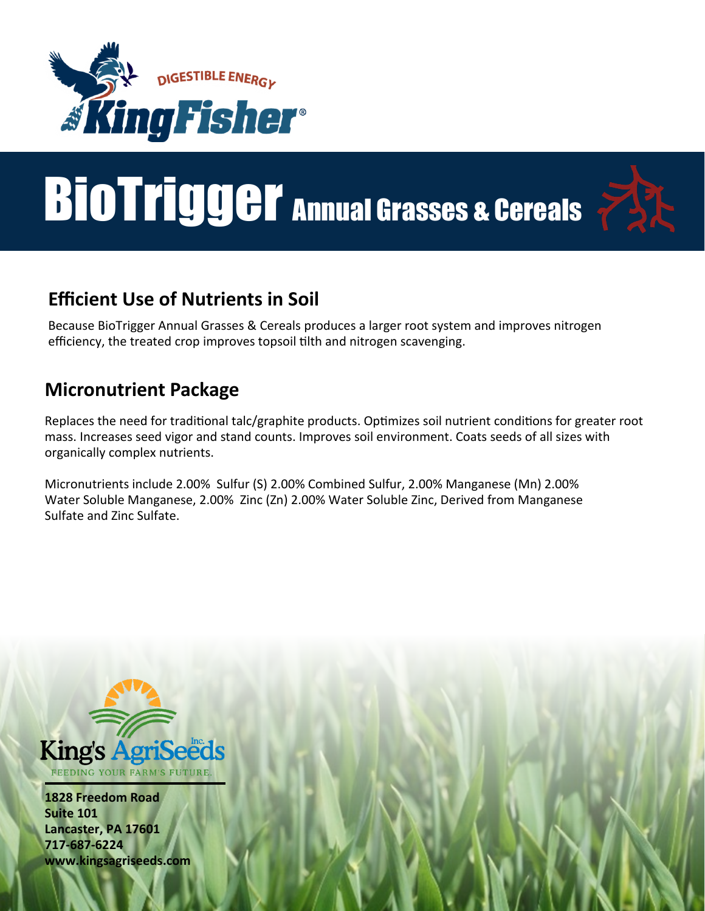DIGESTIBLE ENERGY

KingFisher®

# BioTrigger Annual Grasses & Cereals

## Efficient Use of Nutrients in Soil

Because BioTrigger Annual Grasses & Cereals produces a larger root system and improves nitrogen efficiency, the treated crop improves topsoil tilth and nitrogen scavenging.

## Micronutrient Package

Replaces the need for traditional talc/graphite products. Optimizes soil nutrient conditions for greater root mass. Increases seed vigor and stand counts. Improves soil environment. Coats seeds of all sizes with organically complex nutrients.

Micronutrients include 2.00% Sulfur (S) 2.00% Combined Sulfur, 2.00% Manganese (Mn) 2.00% Water Soluble Manganese, 2.00% Zinc (Zn) 2.00% Water Soluble Zinc, Derived from Manganese Sulfate and Zinc Sulfate.

King's AgriSeeds Inc.
FEEDING YOUR FARM'S FUTURE.

**1828 Freedom Road**
**Suite 101**
**Lancaster, PA 17601**
**717-687-6224**
**www.kingsagriseeds.com**